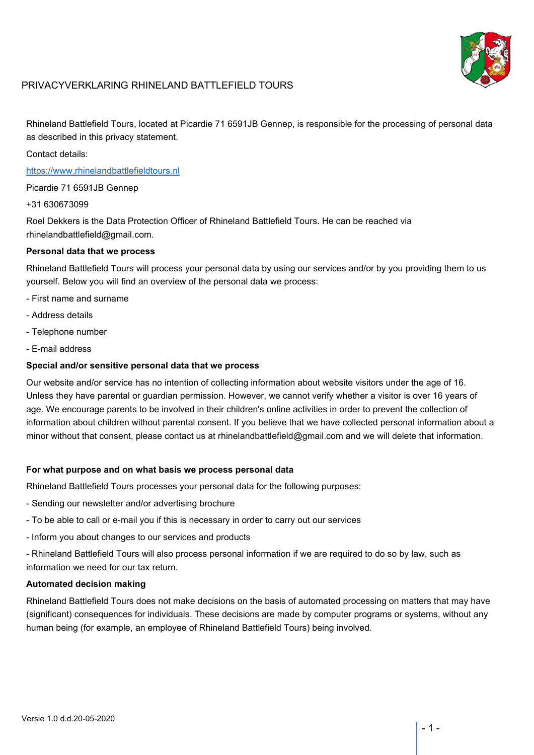# PRIVACYVERKLARING RHINELAND BATTLEFIELD TOURS

Rhineland Battlefield Tours, located at Picardie 71 6591JB Gennep, is responsible for the processing of personal data as described in this privacy statement.

Contact details:

https://www.rhinelandbattlefieldtours.nl

Picardie 71 6591JB Gennep

+31 630673099

Roel Dekkers is the Data Protection Officer of Rhineland Battlefield Tours. He can be reached via rhinelandbattlefield@gmail.com.

**Personal data that we process**

Rhineland Battlefield Tours will process your personal data by using our services and/or by you providing them to us yourself. Below you will find an overview of the personal data we process:

- First name and surname
- Address details
- Telephone number
- E-mail address

**Special and/or sensitive personal data that we process**

Our website and/or service has no intention of collecting information about website visitors under the age of 16. Unless they have parental or guardian permission. However, we cannot verify whether a visitor is over 16 years of age. We encourage parents to be involved in their children's online activities in order to prevent the collection of information about children without parental consent. If you believe that we have collected personal information about a minor without that consent, please contact us at rhinelandbattlefield@gmail.com and we will delete that information.

**For what purpose and on what basis we process personal data**

Rhineland Battlefield Tours processes your personal data for the following purposes:

- Sending our newsletter and/or advertising brochure
- To be able to call or e-mail you if this is necessary in order to carry out our services
- Inform you about changes to our services and products
- Rhineland Battlefield Tours will also process personal information if we are required to do so by law, such as information we need for our tax return.

**Automated decision making**

Rhineland Battlefield Tours does not make decisions on the basis of automated processing on matters that may have (significant) consequences for individuals. These decisions are made by computer programs or systems, without any human being (for example, an employee of Rhineland Battlefield Tours) being involved.

Versie 1.0 d.d.20-05-2020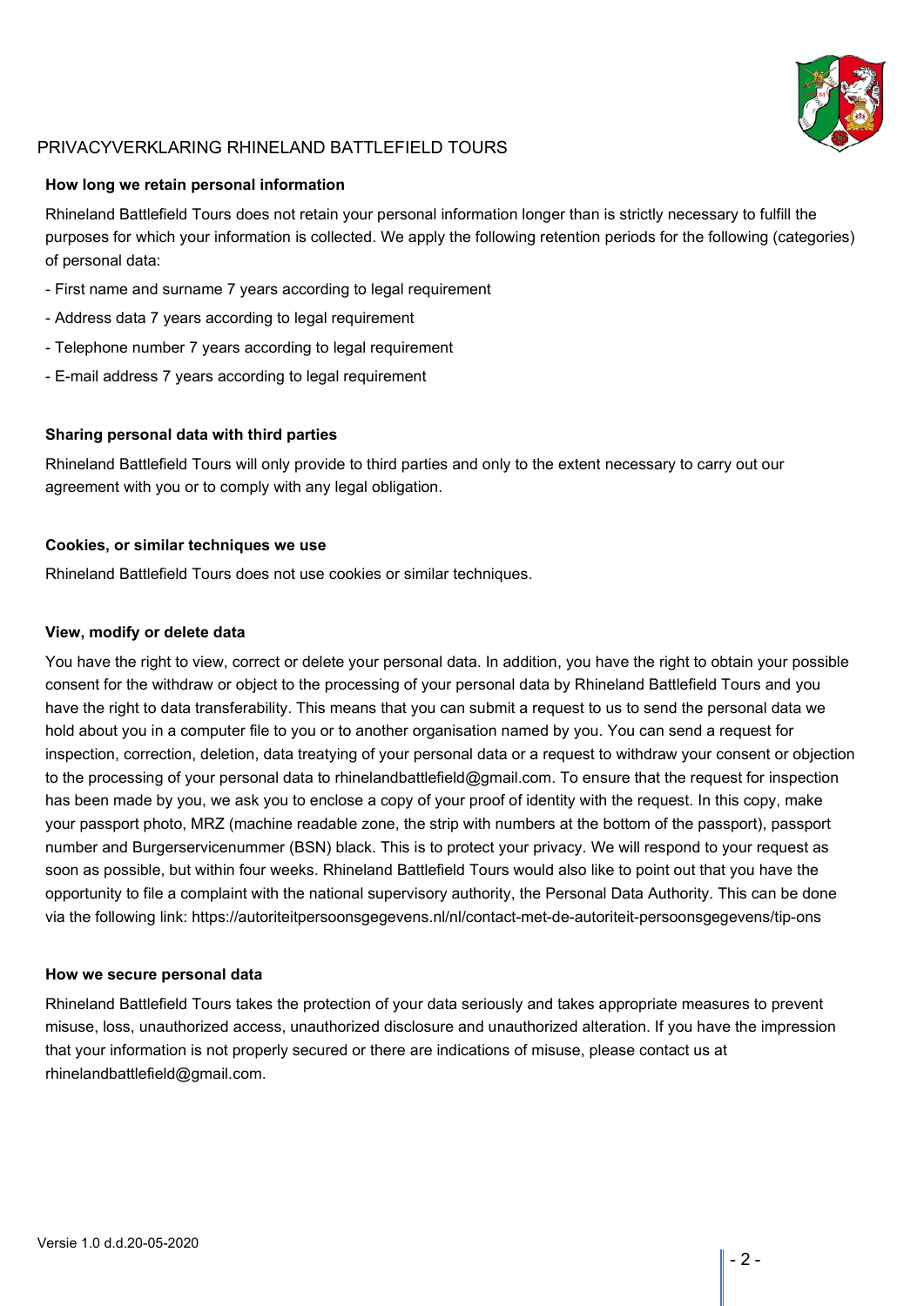## How long we retain personal information

Rhineland Battlefield Tours does not retain your personal information longer than is strictly necessary to fulfill the purposes for which your information is collected. We apply the following retention periods for the following (categories) of personal data:

- First name and surname 7 years according to legal requirement
- Address data 7 years according to legal requirement
- Telephone number 7 years according to legal requirement
- E-mail address 7 years according to legal requirement

## Sharing personal data with third parties

Rhineland Battlefield Tours will only provide to third parties and only to the extent necessary to carry out our agreement with you or to comply with any legal obligation.

## Cookies, or similar techniques we use

Rhineland Battlefield Tours does not use cookies or similar techniques.

## View, modify or delete data

You have the right to view, correct or delete your personal data. In addition, you have the right to obtain your possible consent for the withdraw or object to the processing of your personal data by Rhineland Battlefield Tours and you have the right to data transferability. This means that you can submit a request to us to send the personal data we hold about you in a computer file to you or to another organisation named by you. You can send a request for inspection, correction, deletion, data treatying of your personal data or a request to withdraw your consent or objection to the processing of your personal data to rhinelandbattlefield@gmail.com. To ensure that the request for inspection has been made by you, we ask you to enclose a copy of your proof of identity with the request. In this copy, make your passport photo, MRZ (machine readable zone, the strip with numbers at the bottom of the passport), passport number and Burgerservicenummer (BSN) black. This is to protect your privacy. We will respond to your request as soon as possible, but within four weeks. Rhineland Battlefield Tours would also like to point out that you have the opportunity to file a complaint with the national supervisory authority, the Personal Data Authority. This can be done via the following link: https://autoriteitpersoonsgegevens.nl/nl/contact-met-de-autoriteit-persoonsgegevens/tip-ons

## How we secure personal data

Rhineland Battlefield Tours takes the protection of your data seriously and takes appropriate measures to prevent misuse, loss, unauthorized access, unauthorized disclosure and unauthorized alteration. If you have the impression that your information is not properly secured or there are indications of misuse, please contact us at rhinelandbattlefield@gmail.com.